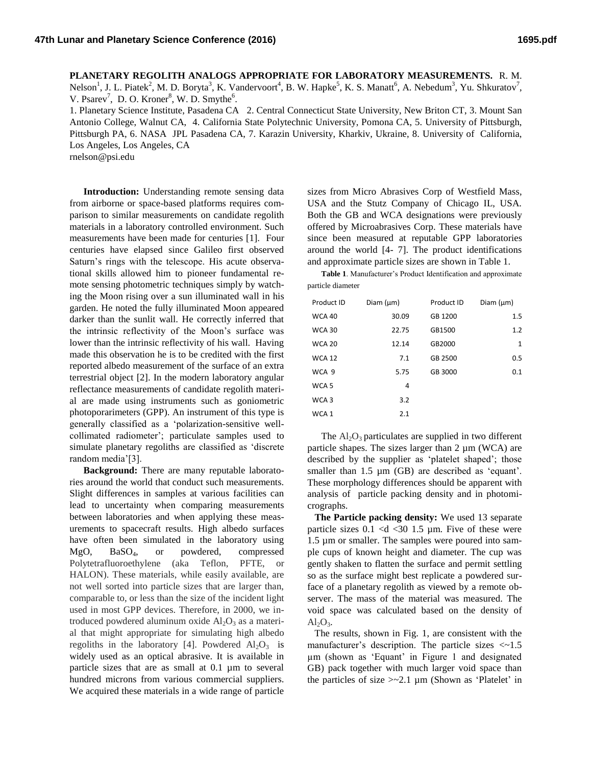**PLANETARY REGOLITH ANALOGS APPROPRIATE FOR LABORATORY MEASUREMENTS.** R. M. Nelson[1], J. L. Piatek[2], M. D. Boryta[3], K. Vandervoort[4], B. W. Hapke[5], K. S. Manatt[6], A. Nebedum[3], Yu. Shkuratov[7], V. Psarev[7], D. O. Kroner[8], W. D. Smythe[6].

1. Planetary Science Institute, Pasadena CA 2. Central Connecticut State University, New Briton CT, 3. Mount San Antonio College, Walnut CA, 4. California State Polytechnic University, Pomona CA, 5. University of Pittsburgh, Pittsburgh PA, 6. NASA JPL Pasadena CA, 7. Karazin University, Kharkiv, Ukraine, 8. University of California, Los Angeles, Los Angeles, CA

rnelson@psi.edu

**Introduction:** Understanding remote sensing data from airborne or space-based platforms requires comparison to similar measurements on candidate regolith materials in a laboratory controlled environment. Such measurements have been made for centuries [1]. Four centuries have elapsed since Galileo first observed Saturn's rings with the telescope. His acute observational skills allowed him to pioneer fundamental remote sensing photometric techniques simply by watching the Moon rising over a sun illuminated wall in his garden. He noted the fully illuminated Moon appeared darker than the sunlit wall. He correctly inferred that the intrinsic reflectivity of the Moon's surface was lower than the intrinsic reflectivity of his wall. Having made this observation he is to be credited with the first reported albedo measurement of the surface of an extra terrestrial object [2]. In the modern laboratory angular reflectance measurements of candidate regolith material are made using instruments such as goniometric photoporarimeters (GPP). An instrument of this type is generally classified as a 'polarization-sensitive well-collimated radiometer'; particulate samples used to simulate planetary regoliths are classified as 'discrete random media'[3].

**Background:** There are many reputable laboratories around the world that conduct such measurements. Slight differences in samples at various facilities can lead to uncertainty when comparing measurements between laboratories and when applying these measurements to spacecraft results. High albedo surfaces have often been simulated in the laboratory using MgO, $BaSO_4$, or powdered, compressed Polytetrafluoroethylene (aka Teflon, PFTE, or HALON). These materials, while easily available, are not well sorted into particle sizes that are larger than, comparable to, or less than the size of the incident light used in most GPP devices. Therefore, in 2000, we introduced powdered aluminum oxide $Al_2O_3$ as a material that might appropriate for simulating high albedo regoliths in the laboratory [4]. Powdered $Al_2O_3$ is widely used as an optical abrasive. It is available in particle sizes that are as small at 0.1 µm to several hundred microns from various commercial suppliers. We acquired these materials in a wide range of particle sizes from Micro Abrasives Corp of Westfield Mass, USA and the Stutz Company of Chicago IL, USA. Both the GB and WCA designations were previously offered by Microabrasives Corp. These materials have since been measured at reputable GPP laboratories around the world [4- 7]. The product identifications and approximate particle sizes are shown in Table 1.

**Table 1**. Manufacturer's Product Identification and approximate particle diameter

| Product ID | Diam (µm) | Product ID | Diam (µm) |
|---|---|---|---|
| WCA 40 | 30.09 | GB 1200 | 1.5 |
| WCA 30 | 22.75 | GB1500 | 1.2 |
| WCA 20 | 12.14 | GB2000 | 1 |
| WCA 12 | 7.1 | GB 2500 | 0.5 |
| WCA 9 | 5.75 | GB 3000 | 0.1 |
| WCA 5 | 4 | | |
| WCA 3 | 3.2 | | |
| WCA 1 | 2.1 | | |

The $Al_2O_3$ particulates are supplied in two different particle shapes. The sizes larger than 2 µm (WCA) are described by the supplier as 'platelet shaped'; those smaller than 1.5 µm (GB) are described as 'equant'. These morphology differences should be apparent with analysis of particle packing density and in photomicrographs.

**The Particle packing density:** We used 13 separate particle sizes 0.1 <d <30 1.5 µm. Five of these were 1.5 µm or smaller. The samples were poured into sample cups of known height and diameter. The cup was gently shaken to flatten the surface and permit settling so as the surface might best replicate a powdered surface of a planetary regolith as viewed by a remote observer. The mass of the material was measured. The void space was calculated based on the density of $Al_2O_3$.

The results, shown in Fig. 1, are consistent with the manufacturer's description. The particle sizes <~1.5 µm (shown as 'Equant' in Figure 1 and designated GB) pack together with much larger void space than the particles of size >~2.1 µm (Shown as 'Platelet' in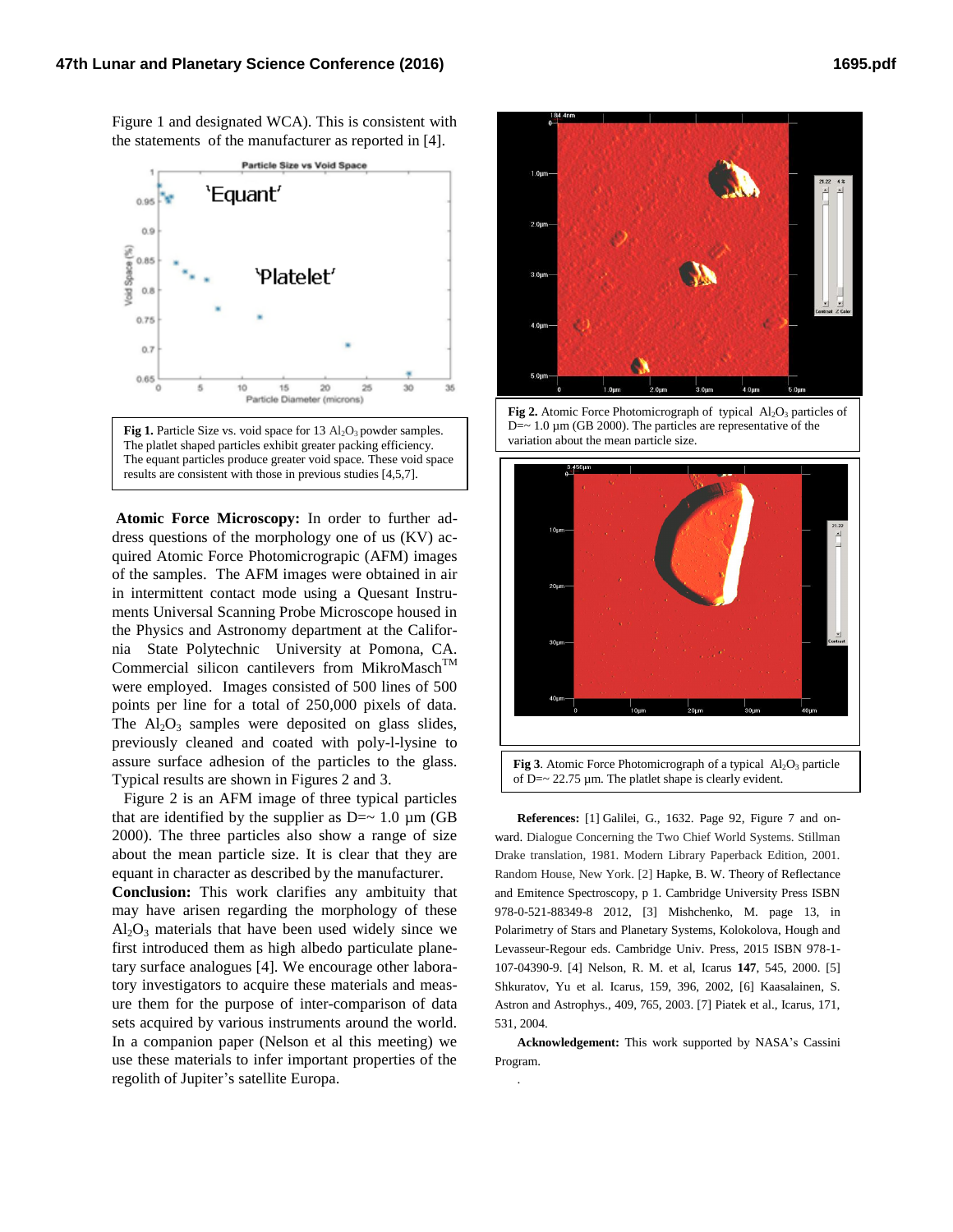Figure 1 and designated WCA). This is consistent with the statements of the manufacturer as reported in [4].

Particle Size vs Void Space

'Equant'

'Platelet'

Void Space (%)

Particle Diameter (microns)

**Fig 1.** Particle Size vs. void space for 13 $Al_2O_3$ powder samples. The platlet shaped particles exhibit greater packing efficiency. The equant particles produce greater void space. These void space results are consistent with those in previous studies [4,5,7].

**Atomic Force Microscopy:** In order to further address questions of the morphology one of us (KV) acquired Atomic Force Photomicrograpic (AFM) images of the samples. The AFM images were obtained in air in intermittent contact mode using a Quesant Instruments Universal Scanning Probe Microscope housed in the Physics and Astronomy department at the California State Polytechnic University at Pomona, CA. Commercial silicon cantilevers from MikroMasch™ were employed. Images consisted of 500 lines of 500 points per line for a total of 250,000 pixels of data. The $Al_2O_3$ samples were deposited on glass slides, previously cleaned and coated with poly-l-lysine to assure surface adhesion of the particles to the glass. Typical results are shown in Figures 2 and 3.

Figure 2 is an AFM image of three typical particles that are identified by the supplier as D=~ 1.0 µm (GB 2000). The three particles also show a range of size about the mean particle size. It is clear that they are equant in character as described by the manufacturer.

**Conclusion:** This work clarifies any ambituity that may have arisen regarding the morphology of these $Al_2O_3$ materials that have been used widely since we first introduced them as high albedo particulate planetary surface analogues [4]. We encourage other laboratory investigators to acquire these materials and measure them for the purpose of inter-comparison of data sets acquired by various instruments around the world. In a companion paper (Nelson et al this meeting) we use these materials to infer important properties of the regolith of Jupiter's satellite Europa.

**Fig 2.** Atomic Force Photomicrograph of typical $Al_2O_3$ particles of D=~ 1.0 µm (GB 2000). The particles are representative of the variation about the mean particle size.

**Fig 3**. Atomic Force Photomicrograph of a typical $Al_2O_3$ particle of D=~ 22.75 µm. The platlet shape is clearly evident.

**References:** [1] Galilei, G., 1632. Page 92, Figure 7 and onward. Dialogue Concerning the Two Chief World Systems. Stillman Drake translation, 1981. Modern Library Paperback Edition, 2001. Random House, New York. [2] Hapke, B. W. Theory of Reflectance and Emitence Spectroscopy, p 1. Cambridge University Press ISBN 978-0-521-88349-8 2012, [3] Mishchenko, M. page 13, in Polarimetry of Stars and Planetary Systems, Kolokolova, Hough and Levasseur-Regour eds. Cambridge Univ. Press, 2015 ISBN 978-1-107-04390-9. [4] Nelson, R. M. et al, Icarus **147**, 545, 2000. [5] Shkuratov, Yu et al. Icarus, 159, 396, 2002, [6] Kaasalainen, S. Astron and Astrophys., 409, 765, 2003. [7] Piatek et al., Icarus, 171, 531, 2004.

**Acknowledgement:** This work supported by NASA's Cassini Program.